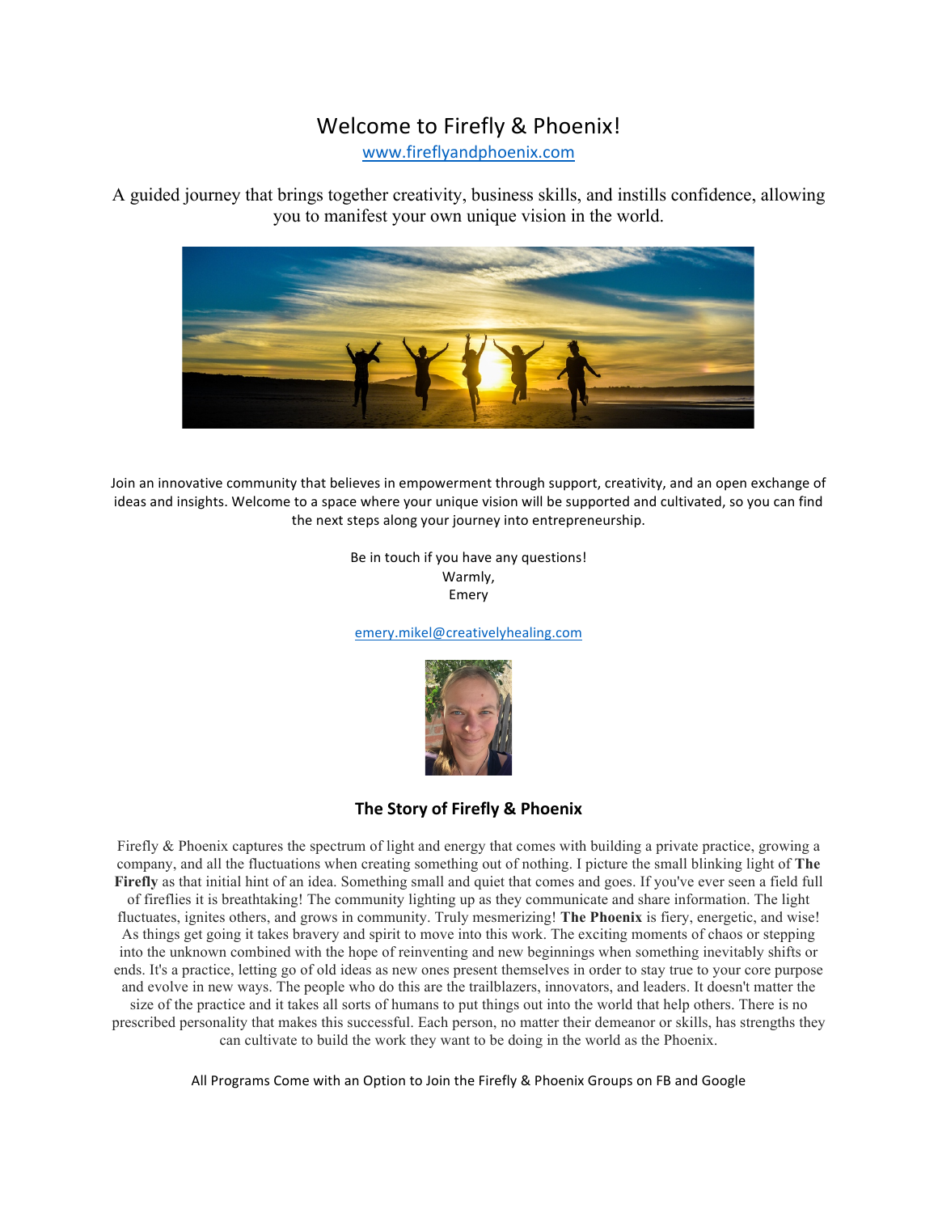# Welcome to Firefly & Phoenix!

www.fireflyandphoenix.com

A guided journey that brings together creativity, business skills, and instills confidence, allowing you to manifest your own unique vision in the world.

Join an innovative community that believes in empowerment through support, creativity, and an open exchange of ideas and insights. Welcome to a space where your unique vision will be supported and cultivated, so you can find the next steps along your journey into entrepreneurship.

Be in touch if you have any questions!
Warmly,
Emery

emery.mikel@creativelyhealing.com

## The Story of Firefly & Phoenix

Firefly & Phoenix captures the spectrum of light and energy that comes with building a private practice, growing a company, and all the fluctuations when creating something out of nothing. I picture the small blinking light of **The Firefly** as that initial hint of an idea. Something small and quiet that comes and goes. If you've ever seen a field full of fireflies it is breathtaking! The community lighting up as they communicate and share information. The light fluctuates, ignites others, and grows in community. Truly mesmerizing! **The Phoenix** is fiery, energetic, and wise! As things get going it takes bravery and spirit to move into this work. The exciting moments of chaos or stepping into the unknown combined with the hope of reinventing and new beginnings when something inevitably shifts or ends. It's a practice, letting go of old ideas as new ones present themselves in order to stay true to your core purpose and evolve in new ways. The people who do this are the trailblazers, innovators, and leaders. It doesn't matter the size of the practice and it takes all sorts of humans to put things out into the world that help others. There is no prescribed personality that makes this successful. Each person, no matter their demeanor or skills, has strengths they can cultivate to build the work they want to be doing in the world as the Phoenix.

All Programs Come with an Option to Join the Firefly & Phoenix Groups on FB and Google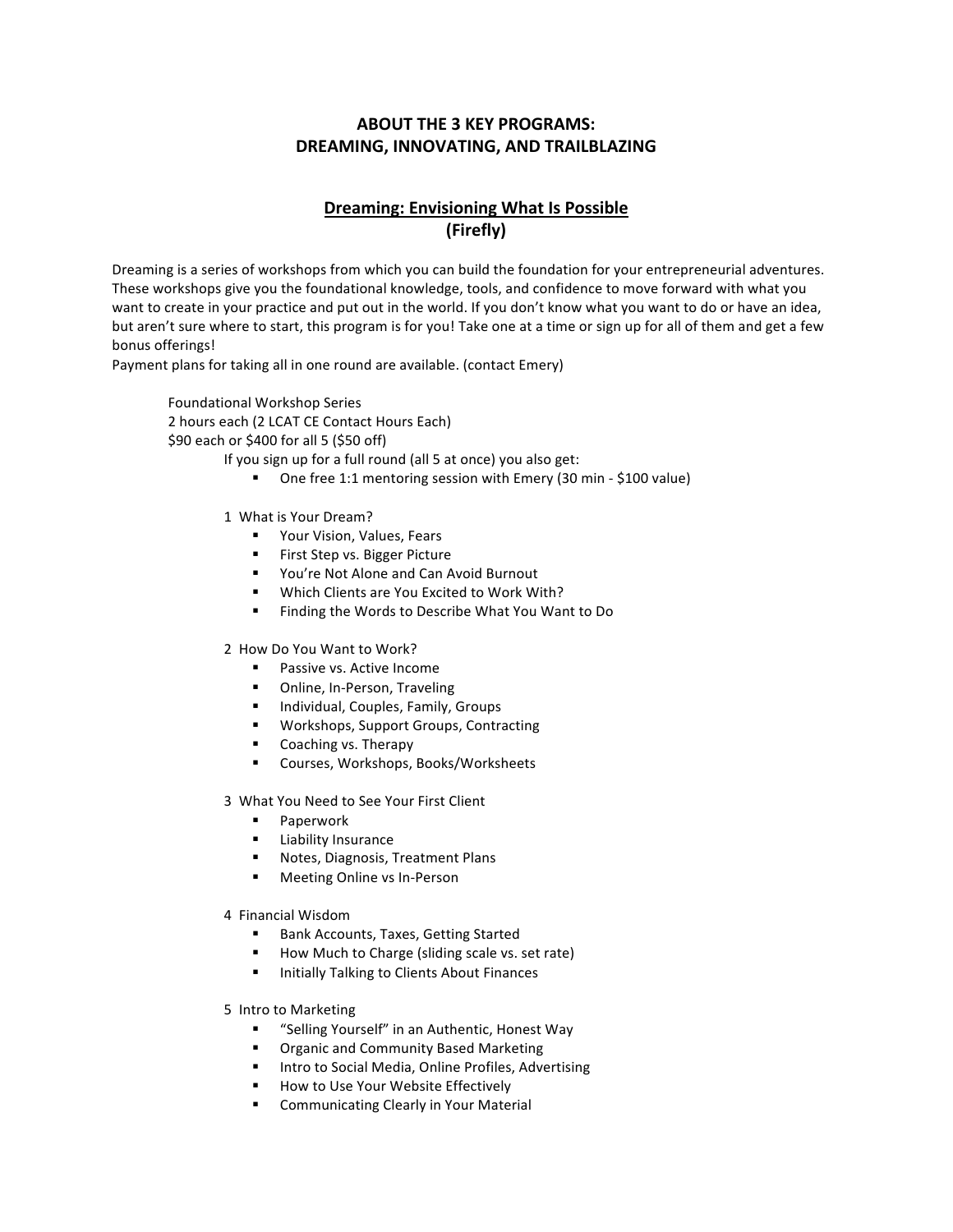# ABOUT THE 3 KEY PROGRAMS: DREAMING, INNOVATING, AND TRAILBLAZING

## Dreaming: Envisioning What Is Possible (Firefly)

Dreaming is a series of workshops from which you can build the foundation for your entrepreneurial adventures. These workshops give you the foundational knowledge, tools, and confidence to move forward with what you want to create in your practice and put out in the world. If you don't know what you want to do or have an idea, but aren't sure where to start, this program is for you! Take one at a time or sign up for all of them and get a few bonus offerings!
Payment plans for taking all in one round are available. (contact Emery)

Foundational Workshop Series
2 hours each (2 LCAT CE Contact Hours Each)
$90 each or $400 for all 5 ($50 off)

If you sign up for a full round (all 5 at once) you also get:

- One free 1:1 mentoring session with Emery (30 min - $100 value)

1 What is Your Dream?
- Your Vision, Values, Fears
- First Step vs. Bigger Picture
- You're Not Alone and Can Avoid Burnout
- Which Clients are You Excited to Work With?
- Finding the Words to Describe What You Want to Do

2 How Do You Want to Work?
- Passive vs. Active Income
- Online, In-Person, Traveling
- Individual, Couples, Family, Groups
- Workshops, Support Groups, Contracting
- Coaching vs. Therapy
- Courses, Workshops, Books/Worksheets

3 What You Need to See Your First Client
- Paperwork
- Liability Insurance
- Notes, Diagnosis, Treatment Plans
- Meeting Online vs In-Person

4 Financial Wisdom
- Bank Accounts, Taxes, Getting Started
- How Much to Charge (sliding scale vs. set rate)
- Initially Talking to Clients About Finances

5 Intro to Marketing
- "Selling Yourself" in an Authentic, Honest Way
- Organic and Community Based Marketing
- Intro to Social Media, Online Profiles, Advertising
- How to Use Your Website Effectively
- Communicating Clearly in Your Material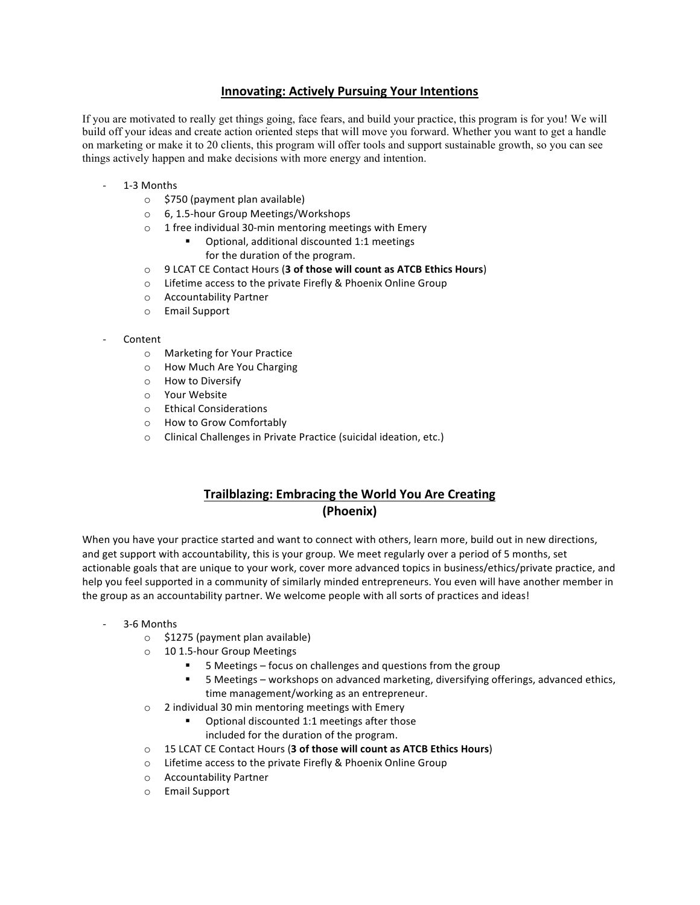## Innovating: Actively Pursuing Your Intentions

If you are motivated to really get things going, face fears, and build your practice, this program is for you! We will build off your ideas and create action oriented steps that will move you forward. Whether you want to get a handle on marketing or make it to 20 clients, this program will offer tools and support sustainable growth, so you can see things actively happen and make decisions with more energy and intention.

- 1-3 Months
  - $750 (payment plan available)
  - 6, 1.5-hour Group Meetings/Workshops
  - 1 free individual 30-min mentoring meetings with Emery
    - Optional, additional discounted 1:1 meetings for the duration of the program.
  - 9 LCAT CE Contact Hours (**3 of those will count as ATCB Ethics Hours**)
  - Lifetime access to the private Firefly & Phoenix Online Group
  - Accountability Partner
  - Email Support

- Content
  - Marketing for Your Practice
  - How Much Are You Charging
  - How to Diversify
  - Your Website
  - Ethical Considerations
  - How to Grow Comfortably
  - Clinical Challenges in Private Practice (suicidal ideation, etc.)

## Trailblazing: Embracing the World You Are Creating (Phoenix)

When you have your practice started and want to connect with others, learn more, build out in new directions, and get support with accountability, this is your group. We meet regularly over a period of 5 months, set actionable goals that are unique to your work, cover more advanced topics in business/ethics/private practice, and help you feel supported in a community of similarly minded entrepreneurs. You even will have another member in the group as an accountability partner. We welcome people with all sorts of practices and ideas!

- 3-6 Months
  - $1275 (payment plan available)
  - 10 1.5-hour Group Meetings
    - 5 Meetings – focus on challenges and questions from the group
    - 5 Meetings – workshops on advanced marketing, diversifying offerings, advanced ethics, time management/working as an entrepreneur.
  - 2 individual 30 min mentoring meetings with Emery
    - Optional discounted 1:1 meetings after those included for the duration of the program.
  - 15 LCAT CE Contact Hours (**3 of those will count as ATCB Ethics Hours**)
  - Lifetime access to the private Firefly & Phoenix Online Group
  - Accountability Partner
  - Email Support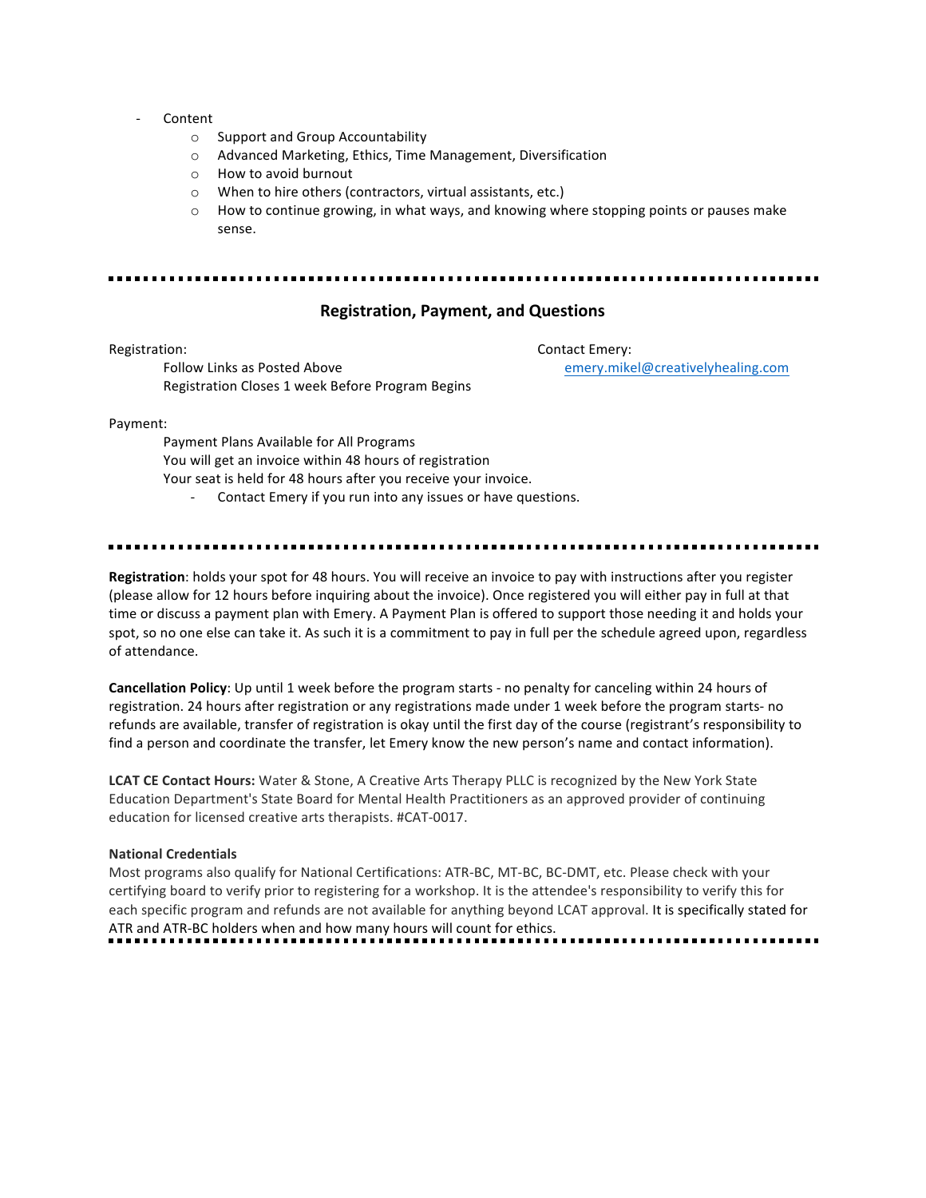- Content
  - Support and Group Accountability
  - Advanced Marketing, Ethics, Time Management, Diversification
  - How to avoid burnout
  - When to hire others (contractors, virtual assistants, etc.)
  - How to continue growing, in what ways, and knowing where stopping points or pauses make sense.

---

## Registration, Payment, and Questions

Registration:

Follow Links as Posted Above

Registration Closes 1 week Before Program Begins

Contact Emery:

emery.mikel@creativelyhealing.com

Payment:

Payment Plans Available for All Programs

You will get an invoice within 48 hours of registration

Your seat is held for 48 hours after you receive your invoice.

- Contact Emery if you run into any issues or have questions.

---

**Registration**: holds your spot for 48 hours. You will receive an invoice to pay with instructions after you register (please allow for 12 hours before inquiring about the invoice). Once registered you will either pay in full at that time or discuss a payment plan with Emery. A Payment Plan is offered to support those needing it and holds your spot, so no one else can take it. As such it is a commitment to pay in full per the schedule agreed upon, regardless of attendance.

**Cancellation Policy**: Up until 1 week before the program starts - no penalty for canceling within 24 hours of registration. 24 hours after registration or any registrations made under 1 week before the program starts- no refunds are available, transfer of registration is okay until the first day of the course (registrant's responsibility to find a person and coordinate the transfer, let Emery know the new person's name and contact information).

**LCAT CE Contact Hours:** Water & Stone, A Creative Arts Therapy PLLC is recognized by the New York State Education Department's State Board for Mental Health Practitioners as an approved provider of continuing education for licensed creative arts therapists. #CAT-0017.

**National Credentials**

Most programs also qualify for National Certifications: ATR-BC, MT-BC, BC-DMT, etc. Please check with your certifying board to verify prior to registering for a workshop. It is the attendee's responsibility to verify this for each specific program and refunds are not available for anything beyond LCAT approval. It is specifically stated for ATR and ATR-BC holders when and how many hours will count for ethics.